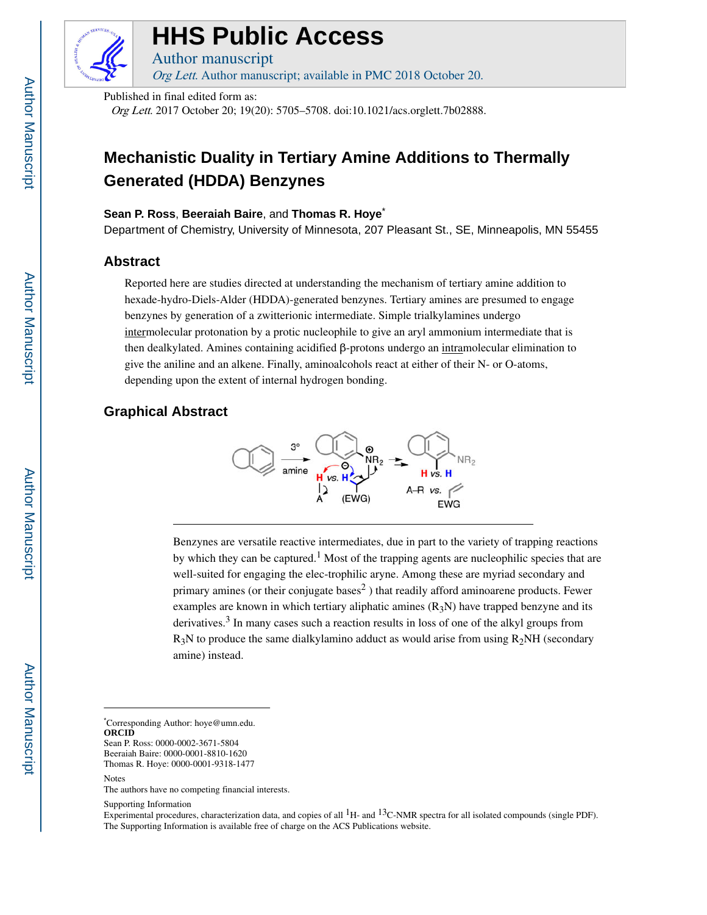# HHS Public Access

Author manuscript

*Org Lett.* Author manuscript; available in PMC 2018 October 20.

Published in final edited form as:

*Org Lett.* 2017 October 20; 19(20): 5705–5708. doi:10.1021/acs.orglett.7b02888.

# Mechanistic Duality in Tertiary Amine Additions to Thermally Generated (HDDA) Benzynes

**Sean P. Ross**, **Beeraiah Baire**, and **Thomas R. Hoye***

Department of Chemistry, University of Minnesota, 207 Pleasant St., SE, Minneapolis, MN 55455

## Abstract

Reported here are studies directed at understanding the mechanism of tertiary amine addition to hexade-hydro-Diels-Alder (HDDA)-generated benzynes. Tertiary amines are presumed to engage benzynes by generation of a zwitterionic intermediate. Simple trialkylamines undergo intermolecular protonation by a protic nucleophile to give an aryl ammonium intermediate that is then dealkylated. Amines containing acidified β-protons undergo an intramolecular elimination to give the aniline and an alkene. Finally, aminoalcohols react at either of their N- or O-atoms, depending upon the extent of internal hydrogen bonding.

## Graphical Abstract

Benzynes are versatile reactive intermediates, due in part to the variety of trapping reactions by which they can be captured.[1] Most of the trapping agents are nucleophilic species that are well-suited for engaging the elec-trophilic aryne. Among these are myriad secondary and primary amines (or their conjugate bases[2] ) that readily afford aminoarene products. Fewer examples are known in which tertiary aliphatic amines ($R_3N$) have trapped benzyne and its derivatives.[3] In many cases such a reaction results in loss of one of the alkyl groups from $R_3N$ to produce the same dialkylamino adduct as would arise from using $R_2NH$ (secondary amine) instead.

*Corresponding Author: hoye@umn.edu.

**ORCID**

Sean P. Ross: 0000-0002-3671-5804

Beeraiah Baire: 0000-0001-8810-1620

Thomas R. Hoye: 0000-0001-9318-1477

Notes

The authors have no competing financial interests.

Supporting Information

Experimental procedures, characterization data, and copies of all $^{1}H$- and $^{13}C$-NMR spectra for all isolated compounds (single PDF). The Supporting Information is available free of charge on the ACS Publications website.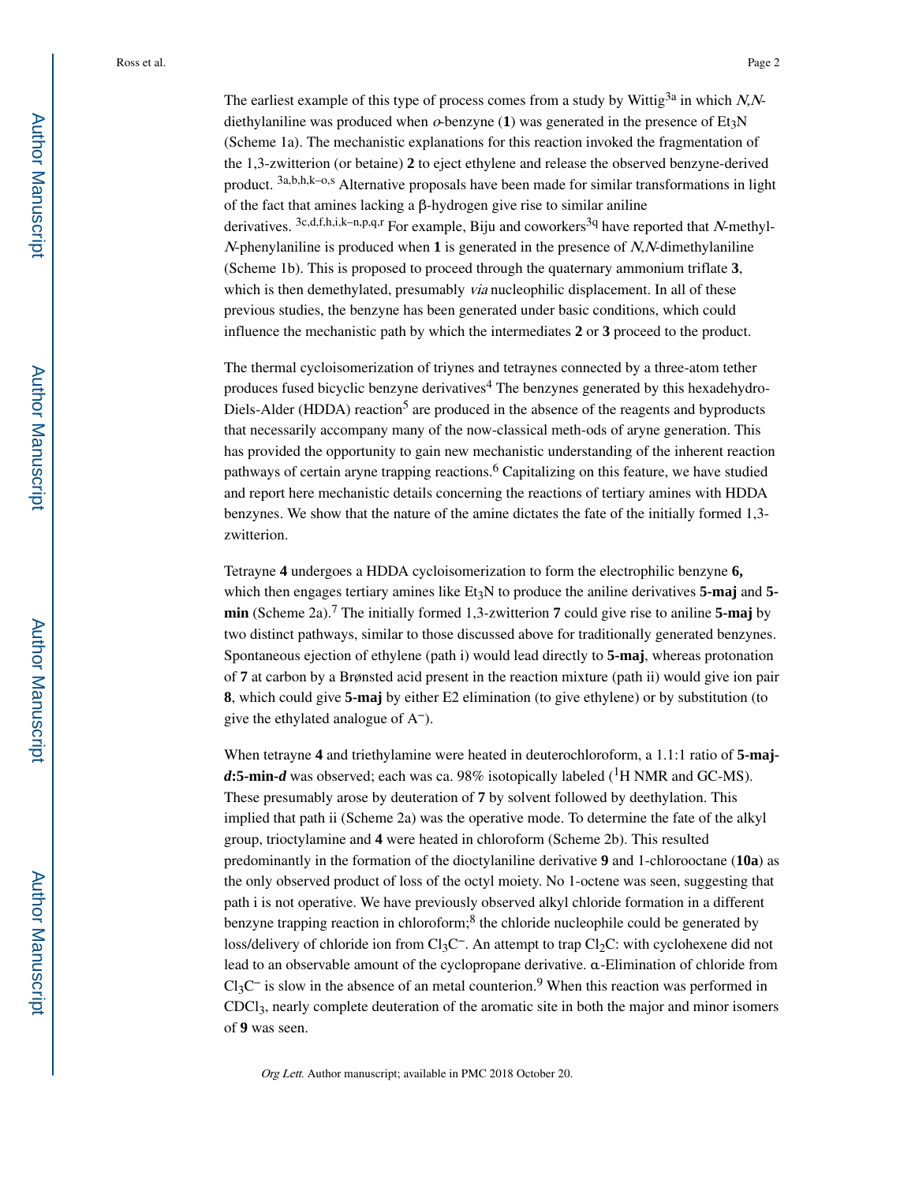The earliest example of this type of process comes from a study by Wittig[3a] in which *N,N*-diethylaniline was produced when *o*-benzyne (**1**) was generated in the presence of $Et_3N$ (Scheme 1a). The mechanistic explanations for this reaction invoked the fragmentation of the 1,3-zwitterion (or betaine) **2** to eject ethylene and release the observed benzyne-derived product. [3a,b,h,k–o,s] Alternative proposals have been made for similar transformations in light of the fact that amines lacking a β-hydrogen give rise to similar aniline derivatives. [3c,d,f,h,i,k–n,p,q,r] For example, Biju and coworkers[3q] have reported that *N*-methyl-*N*-phenylaniline is produced when **1** is generated in the presence of *N,N*-dimethylaniline (Scheme 1b). This is proposed to proceed through the quaternary ammonium triflate **3**, which is then demethylated, presumably *via* nucleophilic displacement. In all of these previous studies, the benzyne has been generated under basic conditions, which could influence the mechanistic path by which the intermediates **2** or **3** proceed to the product.

The thermal cycloisomerization of triynes and tetraynes connected by a three-atom tether produces fused bicyclic benzyne derivatives[4] The benzynes generated by this hexadehydro-Diels-Alder (HDDA) reaction[5] are produced in the absence of the reagents and byproducts that necessarily accompany many of the now-classical meth-ods of aryne generation. This has provided the opportunity to gain new mechanistic understanding of the inherent reaction pathways of certain aryne trapping reactions.[6] Capitalizing on this feature, we have studied and report here mechanistic details concerning the reactions of tertiary amines with HDDA benzynes. We show that the nature of the amine dictates the fate of the initially formed 1,3-zwitterion.

Tetrayne **4** undergoes a HDDA cycloisomerization to form the electrophilic benzyne **6,** which then engages tertiary amines like $Et_3N$ to produce the aniline derivatives **5-maj** and **5-min** (Scheme 2a).[7] The initially formed 1,3-zwitterion **7** could give rise to aniline **5-maj** by two distinct pathways, similar to those discussed above for traditionally generated benzynes. Spontaneous ejection of ethylene (path i) would lead directly to **5-maj**, whereas protonation of **7** at carbon by a Brønsted acid present in the reaction mixture (path ii) would give ion pair **8**, which could give **5-maj** by either E2 elimination (to give ethylene) or by substitution (to give the ethylated analogue of $A^-$).

When tetrayne **4** and triethylamine were heated in deuterochloroform, a 1.1:1 ratio of **5-maj-*d*:5-min-*d*** was observed; each was ca. 98% isotopically labeled ($^1$H NMR and GC-MS). These presumably arose by deuteration of **7** by solvent followed by deethylation. This implied that path ii (Scheme 2a) was the operative mode. To determine the fate of the alkyl group, trioctylamine and **4** were heated in chloroform (Scheme 2b). This resulted predominantly in the formation of the dioctylaniline derivative **9** and 1-chlorooctane (**10a**) as the only observed product of loss of the octyl moiety. No 1-octene was seen, suggesting that path i is not operative. We have previously observed alkyl chloride formation in a different benzyne trapping reaction in chloroform;[8] the chloride nucleophile could be generated by loss/delivery of chloride ion from $Cl_3C^-$. An attempt to trap $Cl_2C$: with cyclohexene did not lead to an observable amount of the cyclopropane derivative. α-Elimination of chloride from $Cl_3C^-$ is slow in the absence of an metal counterion.[9] When this reaction was performed in $CDCl_3$, nearly complete deuteration of the aromatic site in both the major and minor isomers of **9** was seen.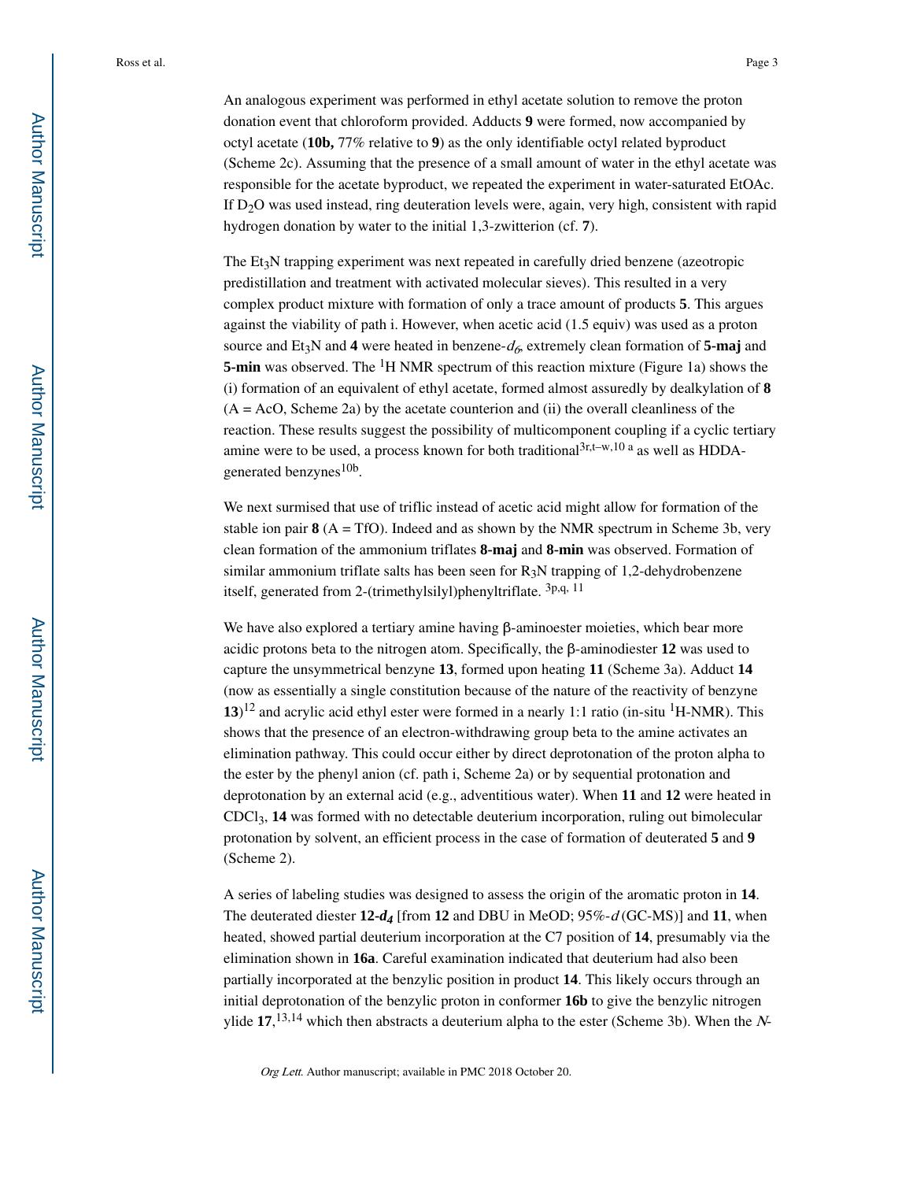An analogous experiment was performed in ethyl acetate solution to remove the proton donation event that chloroform provided. Adducts **9** were formed, now accompanied by octyl acetate (**10b,** 77% relative to **9**) as the only identifiable octyl related byproduct (Scheme 2c). Assuming that the presence of a small amount of water in the ethyl acetate was responsible for the acetate byproduct, we repeated the experiment in water-saturated EtOAc. If $D_2O$ was used instead, ring deuteration levels were, again, very high, consistent with rapid hydrogen donation by water to the initial 1,3-zwitterion (cf. **7**).

The $Et_3N$ trapping experiment was next repeated in carefully dried benzene (azeotropic predistillation and treatment with activated molecular sieves). This resulted in a very complex product mixture with formation of only a trace amount of products **5**. This argues against the viability of path i. However, when acetic acid (1.5 equiv) was used as a proton source and $Et_3N$ and **4** were heated in benzene-*d*$_6$, extremely clean formation of **5-maj** and **5-min** was observed. The $^1$H NMR spectrum of this reaction mixture (Figure 1a) shows the (i) formation of an equivalent of ethyl acetate, formed almost assuredly by dealkylation of **8** (A = AcO, Scheme 2a) by the acetate counterion and (ii) the overall cleanliness of the reaction. These results suggest the possibility of multicomponent coupling if a cyclic tertiary amine were to be used, a process known for both traditional[3r,t–w,10 a] as well as HDDA-generated benzynes[10b].

We next surmised that use of triflic instead of acetic acid might allow for formation of the stable ion pair **8** (A = TfO). Indeed and as shown by the NMR spectrum in Scheme 3b, very clean formation of the ammonium triflates **8-maj** and **8-min** was observed. Formation of similar ammonium triflate salts has been seen for $R_3N$ trapping of 1,2-dehydrobenzene itself, generated from 2-(trimethylsilyl)phenyltriflate. [3p,q, 11]

We have also explored a tertiary amine having β-aminoester moieties, which bear more acidic protons beta to the nitrogen atom. Specifically, the β-aminodiester **12** was used to capture the unsymmetrical benzyne **13**, formed upon heating **11** (Scheme 3a). Adduct **14** (now as essentially a single constitution because of the nature of the reactivity of benzyne **13**)[12] and acrylic acid ethyl ester were formed in a nearly 1:1 ratio (in-situ $^1$H-NMR). This shows that the presence of an electron-withdrawing group beta to the amine activates an elimination pathway. This could occur either by direct deprotonation of the proton alpha to the ester by the phenyl anion (cf. path i, Scheme 2a) or by sequential protonation and deprotonation by an external acid (e.g., adventitious water). When **11** and **12** were heated in $CDCl_3$, **14** was formed with no detectable deuterium incorporation, ruling out bimolecular protonation by solvent, an efficient process in the case of formation of deuterated **5** and **9** (Scheme 2).

A series of labeling studies was designed to assess the origin of the aromatic proton in **14**. The deuterated diester **12-*d*$_4$** [from **12** and DBU in MeOD; 95%-*d* (GC-MS)] and **11**, when heated, showed partial deuterium incorporation at the C7 position of **14**, presumably via the elimination shown in **16a**. Careful examination indicated that deuterium had also been partially incorporated at the benzylic position in product **14**. This likely occurs through an initial deprotonation of the benzylic proton in conformer **16b** to give the benzylic nitrogen ylide **17**,[13,14] which then abstracts a deuterium alpha to the ester (Scheme 3b). When the *N*-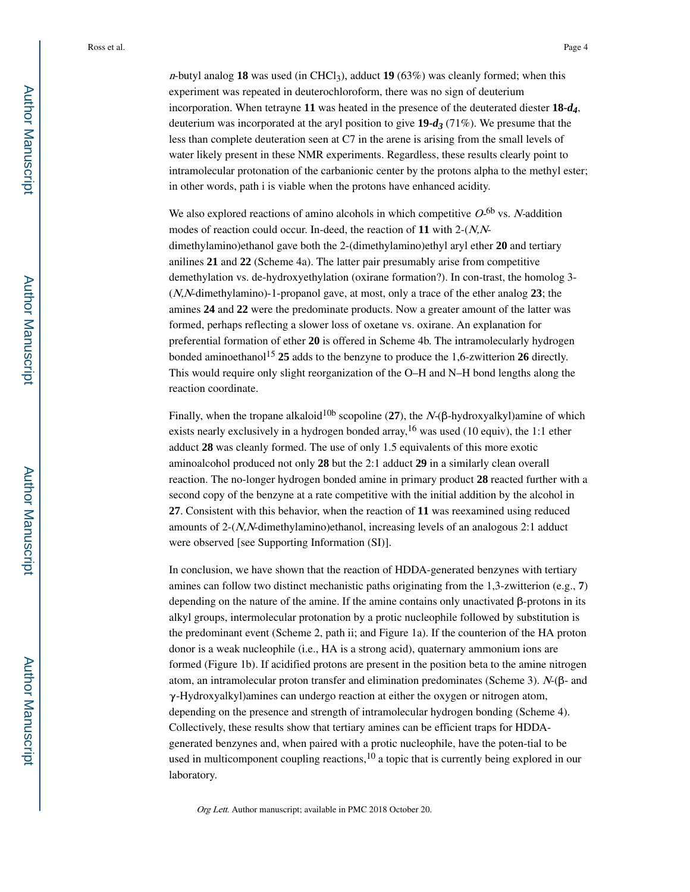*n*-butyl analog **18** was used (in $CHCl_3$), adduct **19** (63%) was cleanly formed; when this experiment was repeated in deuterochloroform, there was no sign of deuterium incorporation. When tetrayne **11** was heated in the presence of the deuterated diester **18-*d*$_4$**, deuterium was incorporated at the aryl position to give **19-*d*$_3$** (71%). We presume that the less than complete deuteration seen at C7 in the arene is arising from the small levels of water likely present in these NMR experiments. Regardless, these results clearly point to intramolecular protonation of the carbanionic center by the protons alpha to the methyl ester; in other words, path i is viable when the protons have enhanced acidity.

We also explored reactions of amino alcohols in which competitive *O*-[6b] vs. *N*-addition modes of reaction could occur. In-deed, the reaction of **11** with 2-(*N,N*-dimethylamino)ethanol gave both the 2-(dimethylamino)ethyl aryl ether **20** and tertiary anilines **21** and **22** (Scheme 4a). The latter pair presumably arise from competitive demethylation vs. de-hydroxyethylation (oxirane formation?). In con-trast, the homolog 3-(*N,N*-dimethylamino)-1-propanol gave, at most, only a trace of the ether analog **23**; the amines **24** and **22** were the predominate products. Now a greater amount of the latter was formed, perhaps reflecting a slower loss of oxetane vs. oxirane. An explanation for preferential formation of ether **20** is offered in Scheme 4b. The intramolecularly hydrogen bonded aminoethanol[15] **25** adds to the benzyne to produce the 1,6-zwitterion **26** directly. This would require only slight reorganization of the O–H and N–H bond lengths along the reaction coordinate.

Finally, when the tropane alkaloid[10b] scopoline (**27**), the *N*-(β-hydroxyalkyl)amine of which exists nearly exclusively in a hydrogen bonded array,[16] was used (10 equiv), the 1:1 ether adduct **28** was cleanly formed. The use of only 1.5 equivalents of this more exotic aminoalcohol produced not only **28** but the 2:1 adduct **29** in a similarly clean overall reaction. The no-longer hydrogen bonded amine in primary product **28** reacted further with a second copy of the benzyne at a rate competitive with the initial addition by the alcohol in **27**. Consistent with this behavior, when the reaction of **11** was reexamined using reduced amounts of 2-(*N,N*-dimethylamino)ethanol, increasing levels of an analogous 2:1 adduct were observed [see Supporting Information (SI)].

In conclusion, we have shown that the reaction of HDDA-generated benzynes with tertiary amines can follow two distinct mechanistic paths originating from the 1,3-zwitterion (e.g., **7**) depending on the nature of the amine. If the amine contains only unactivated β-protons in its alkyl groups, intermolecular protonation by a protic nucleophile followed by substitution is the predominant event (Scheme 2, path ii; and Figure 1a). If the counterion of the HA proton donor is a weak nucleophile (i.e., HA is a strong acid), quaternary ammonium ions are formed (Figure 1b). If acidified protons are present in the position beta to the amine nitrogen atom, an intramolecular proton transfer and elimination predominates (Scheme 3). *N*-(β- and γ-Hydroxyalkyl)amines can undergo reaction at either the oxygen or nitrogen atom, depending on the presence and strength of intramolecular hydrogen bonding (Scheme 4). Collectively, these results show that tertiary amines can be efficient traps for HDDA-generated benzynes and, when paired with a protic nucleophile, have the poten-tial to be used in multicomponent coupling reactions,[10] a topic that is currently being explored in our laboratory.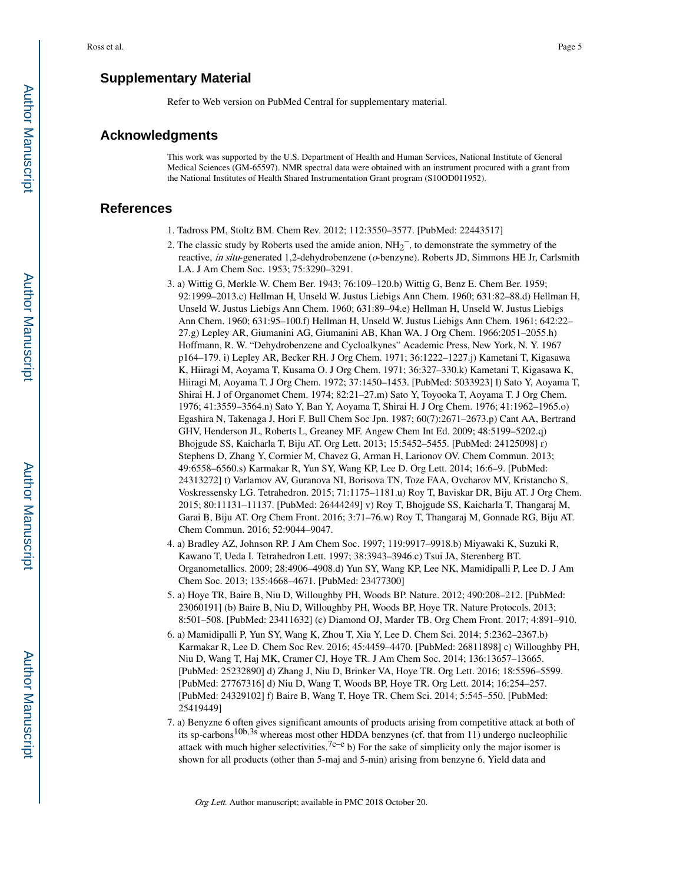## Supplementary Material

Refer to Web version on PubMed Central for supplementary material.

## Acknowledgments

This work was supported by the U.S. Department of Health and Human Services, National Institute of General Medical Sciences (GM-65597). NMR spectral data were obtained with an instrument procured with a grant from the National Institutes of Health Shared Instrumentation Grant program (S10OD011952).

## References

1. Tadross PM, Stoltz BM. Chem Rev. 2012; 112:3550–3577. [PubMed: 22443517]
2. The classic study by Roberts used the amide anion, $NH_2^-$, to demonstrate the symmetry of the reactive, *in situ*-generated 1,2-dehydrobenzene (*o*-benzyne). Roberts JD, Simmons HE Jr, Carlsmith LA. J Am Chem Soc. 1953; 75:3290–3291.
3. a) Wittig G, Merkle W. Chem Ber. 1943; 76:109–120.b) Wittig G, Benz E. Chem Ber. 1959; 92:1999–2013.c) Hellman H, Unseld W. Justus Liebigs Ann Chem. 1960; 631:82–88.d) Hellman H, Unseld W. Justus Liebigs Ann Chem. 1960; 631:89–94.e) Hellman H, Unseld W. Justus Liebigs Ann Chem. 1960; 631:95–100.f) Hellman H, Unseld W. Justus Liebigs Ann Chem. 1961; 642:22–27.g) Lepley AR, Giumanini AG, Giumanini AB, Khan WA. J Org Chem. 1966:2051–2055.h) Hoffmann, R. W. "Dehydrobenzene and Cycloalkynes" Academic Press, New York, N. Y. 1967 p164–179. i) Lepley AR, Becker RH. J Org Chem. 1971; 36:1222–1227.j) Kametani T, Kigasawa K, Hiiragi M, Aoyama T, Kusama O. J Org Chem. 1971; 36:327–330.k) Kametani T, Kigasawa K, Hiiragi M, Aoyama T. J Org Chem. 1972; 37:1450–1453. [PubMed: 5033923] l) Sato Y, Aoyama T, Shirai H. J of Organomet Chem. 1974; 82:21–27.m) Sato Y, Toyooka T, Aoyama T. J Org Chem. 1976; 41:3559–3564.n) Sato Y, Ban Y, Aoyama T, Shirai H. J Org Chem. 1976; 41:1962–1965.o) Egashira N, Takenaga J, Hori F. Bull Chem Soc Jpn. 1987; 60(7):2671–2673.p) Cant AA, Bertrand GHV, Henderson JL, Roberts L, Greaney MF. Angew Chem Int Ed. 2009; 48:5199–5202.q) Bhojgude SS, Kaicharla T, Biju AT. Org Lett. 2013; 15:5452–5455. [PubMed: 24125098] r) Stephens D, Zhang Y, Cormier M, Chavez G, Arman H, Larionov OV. Chem Commun. 2013; 49:6558–6560.s) Karmakar R, Yun SY, Wang KP, Lee D. Org Lett. 2014; 16:6–9. [PubMed: 24313272] t) Varlamov AV, Guranova NI, Borisova TN, Toze FAA, Ovcharov MV, Kristancho S, Voskressensky LG. Tetrahedron. 2015; 71:1175–1181.u) Roy T, Baviskar DR, Biju AT. J Org Chem. 2015; 80:11131–11137. [PubMed: 26444249] v) Roy T, Bhojgude SS, Kaicharla T, Thangaraj M, Garai B, Biju AT. Org Chem Front. 2016; 3:71–76.w) Roy T, Thangaraj M, Gonnade RG, Biju AT. Chem Commun. 2016; 52:9044–9047.
4. a) Bradley AZ, Johnson RP. J Am Chem Soc. 1997; 119:9917–9918.b) Miyawaki K, Suzuki R, Kawano T, Ueda I. Tetrahedron Lett. 1997; 38:3943–3946.c) Tsui JA, Sterenberg BT. Organometallics. 2009; 28:4906–4908.d) Yun SY, Wang KP, Lee NK, Mamidipalli P, Lee D. J Am Chem Soc. 2013; 135:4668–4671. [PubMed: 23477300]
5. a) Hoye TR, Baire B, Niu D, Willoughby PH, Woods BP. Nature. 2012; 490:208–212. [PubMed: 23060191] (b) Baire B, Niu D, Willoughby PH, Woods BP, Hoye TR. Nature Protocols. 2013; 8:501–508. [PubMed: 23411632] (c) Diamond OJ, Marder TB. Org Chem Front. 2017; 4:891–910.
6. a) Mamidipalli P, Yun SY, Wang K, Zhou T, Xia Y, Lee D. Chem Sci. 2014; 5:2362–2367.b) Karmakar R, Lee D. Chem Soc Rev. 2016; 45:4459–4470. [PubMed: 26811898] c) Willoughby PH, Niu D, Wang T, Haj MK, Cramer CJ, Hoye TR. J Am Chem Soc. 2014; 136:13657–13665. [PubMed: 25232890] d) Zhang J, Niu D, Brinker VA, Hoye TR. Org Lett. 2016; 18:5596–5599. [PubMed: 27767316] d) Niu D, Wang T, Woods BP, Hoye TR. Org Lett. 2014; 16:254–257. [PubMed: 24329102] f) Baire B, Wang T, Hoye TR. Chem Sci. 2014; 5:545–550. [PubMed: 25419449]
7. a) Benyzne 6 often gives significant amounts of products arising from competitive attack at both of its sp-carbons[10b,3s] whereas most other HDDA benzynes (cf. that from 11) undergo nucleophilic attack with much higher selectivities.[7c–e] b) For the sake of simplicity only the major isomer is shown for all products (other than 5-maj and 5-min) arising from benzyne 6. Yield data and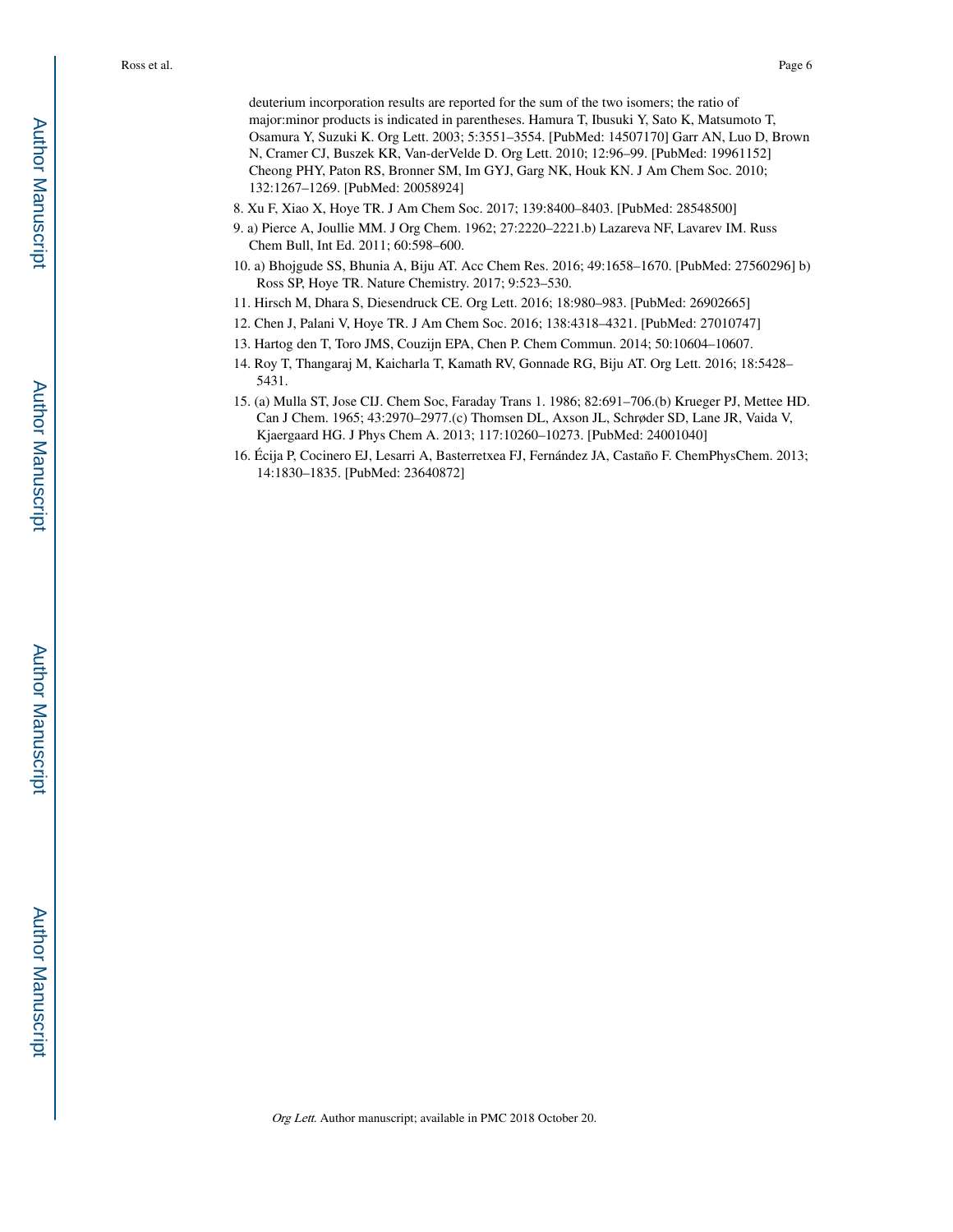deuterium incorporation results are reported for the sum of the two isomers; the ratio of major:minor products is indicated in parentheses. Hamura T, Ibusuki Y, Sato K, Matsumoto T, Osamura Y, Suzuki K. Org Lett. 2003; 5:3551–3554. [PubMed: 14507170] Garr AN, Luo D, Brown N, Cramer CJ, Buszek KR, Van-derVelde D. Org Lett. 2010; 12:96–99. [PubMed: 19961152] Cheong PHY, Paton RS, Bronner SM, Im GYJ, Garg NK, Houk KN. J Am Chem Soc. 2010; 132:1267–1269. [PubMed: 20058924]

8. Xu F, Xiao X, Hoye TR. J Am Chem Soc. 2017; 139:8400–8403. [PubMed: 28548500]
9. a) Pierce A, Joullie MM. J Org Chem. 1962; 27:2220–2221.b) Lazareva NF, Lavarev IM. Russ Chem Bull, Int Ed. 2011; 60:598–600.
10. a) Bhojgude SS, Bhunia A, Biju AT. Acc Chem Res. 2016; 49:1658–1670. [PubMed: 27560296] b) Ross SP, Hoye TR. Nature Chemistry. 2017; 9:523–530.
11. Hirsch M, Dhara S, Diesendruck CE. Org Lett. 2016; 18:980–983. [PubMed: 26902665]
12. Chen J, Palani V, Hoye TR. J Am Chem Soc. 2016; 138:4318–4321. [PubMed: 27010747]
13. Hartog den T, Toro JMS, Couzijn EPA, Chen P. Chem Commun. 2014; 50:10604–10607.
14. Roy T, Thangaraj M, Kaicharla T, Kamath RV, Gonnade RG, Biju AT. Org Lett. 2016; 18:5428–5431.
15. (a) Mulla ST, Jose CIJ. Chem Soc, Faraday Trans 1. 1986; 82:691–706.(b) Krueger PJ, Mettee HD. Can J Chem. 1965; 43:2970–2977.(c) Thomsen DL, Axson JL, Schrøder SD, Lane JR, Vaida V, Kjaergaard HG. J Phys Chem A. 2013; 117:10260–10273. [PubMed: 24001040]
16. Écija P, Cocinero EJ, Lesarri A, Basterretxea FJ, Fernández JA, Castaño F. ChemPhysChem. 2013; 14:1830–1835. [PubMed: 23640872]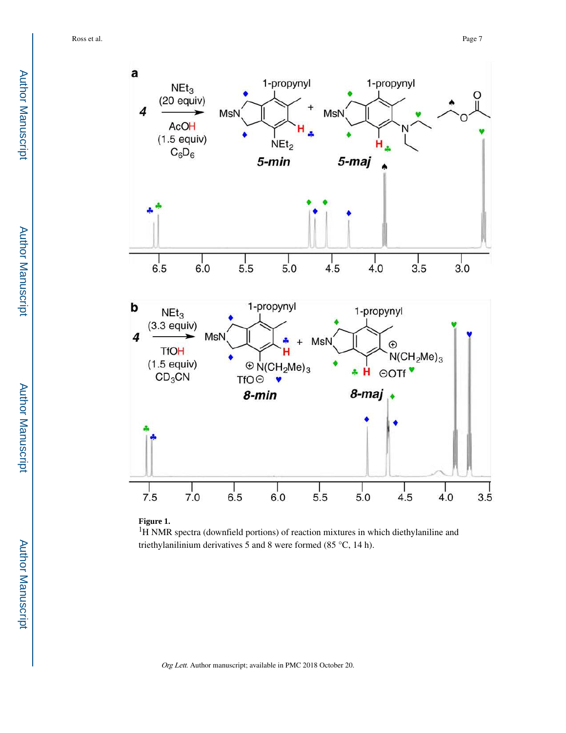**Figure 1.**

$^{1}$H NMR spectra (downfield portions) of reaction mixtures in which diethylaniline and triethylanilinium derivatives 5 and 8 were formed (85 °C, 14 h).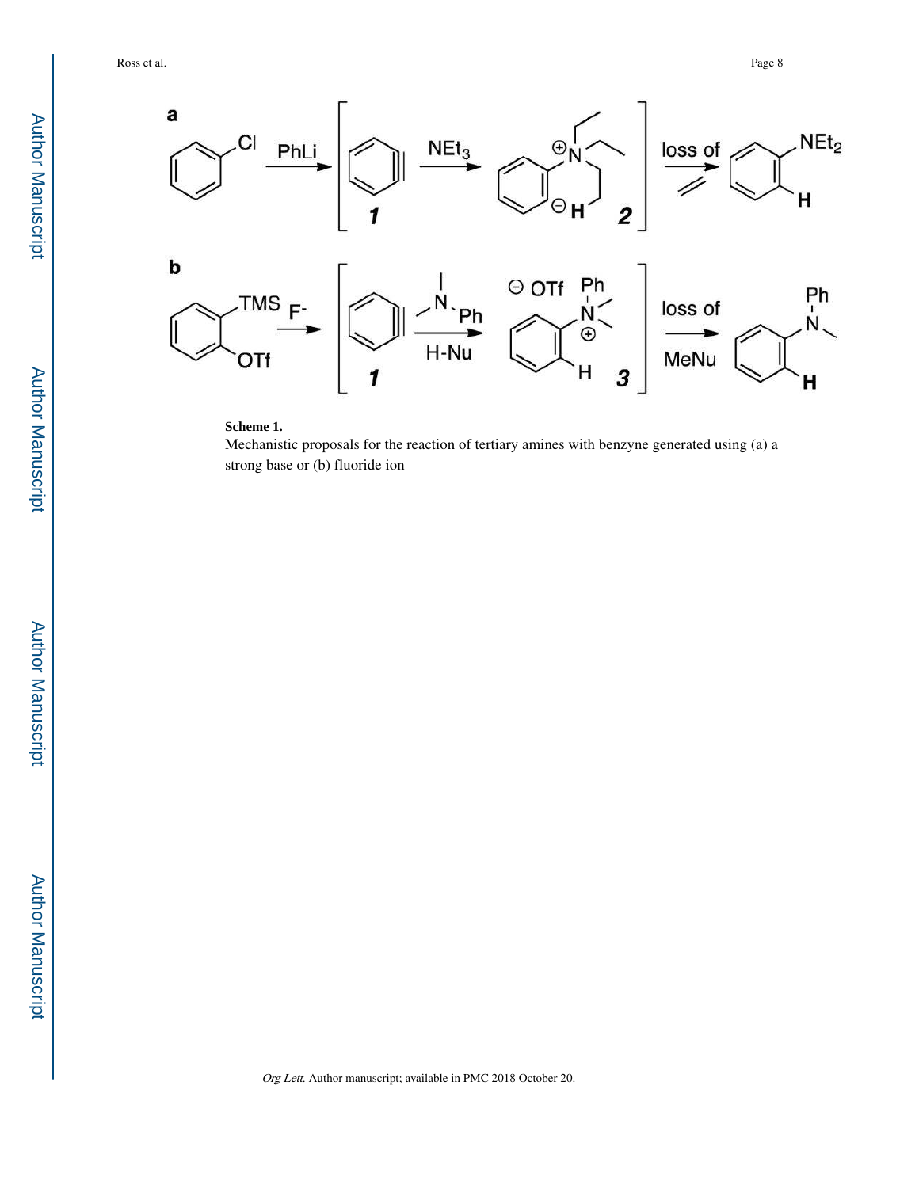**Scheme 1.**

Mechanistic proposals for the reaction of tertiary amines with benzyne generated using (a) a strong base or (b) fluoride ion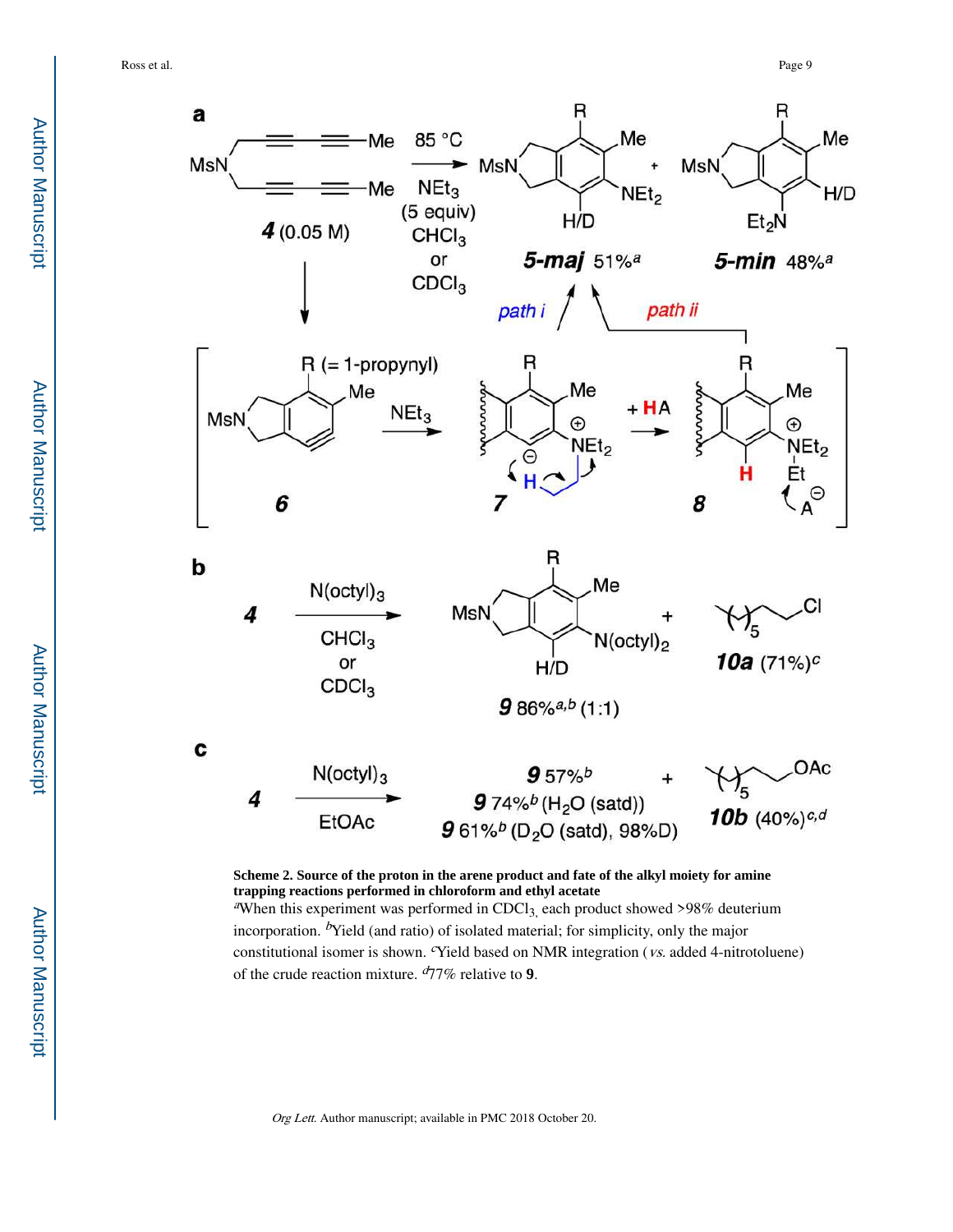**Scheme 2. Source of the proton in the arene product and fate of the alkyl moiety for amine trapping reactions performed in chloroform and ethyl acetate**

[a]When this experiment was performed in $CDCl_3$, each product showed >98% deuterium incorporation. [b]Yield (and ratio) of isolated material; for simplicity, only the major constitutional isomer is shown. [c]Yield based on NMR integration (*vs.* added 4-nitrotoluene) of the crude reaction mixture. [d]77% relative to **9**.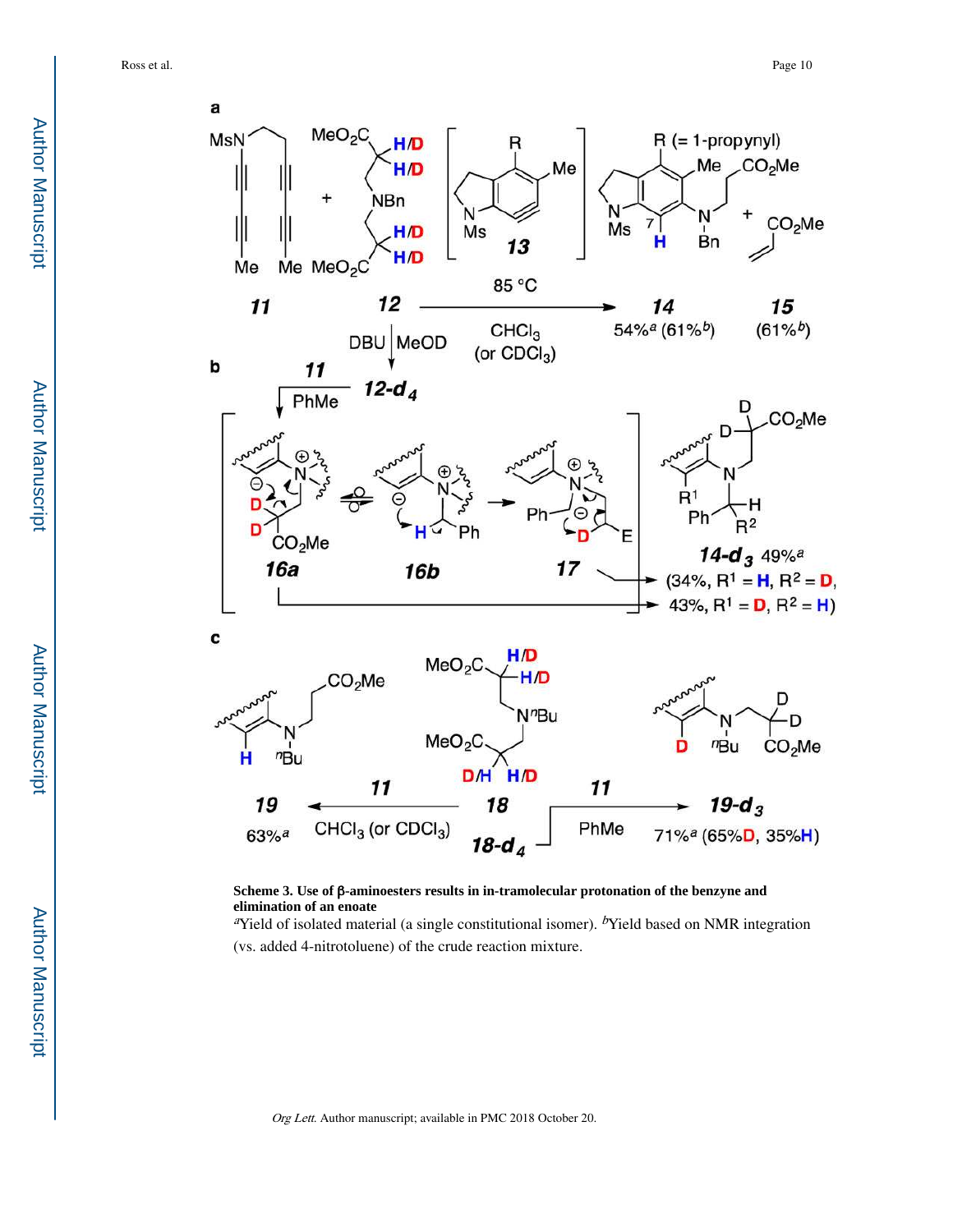**Scheme 3. Use of β-aminoesters results in in-tramolecular protonation of the benzyne and elimination of an enoate**

[a]Yield of isolated material (a single constitutional isomer). [b]Yield based on NMR integration (vs. added 4-nitrotoluene) of the crude reaction mixture.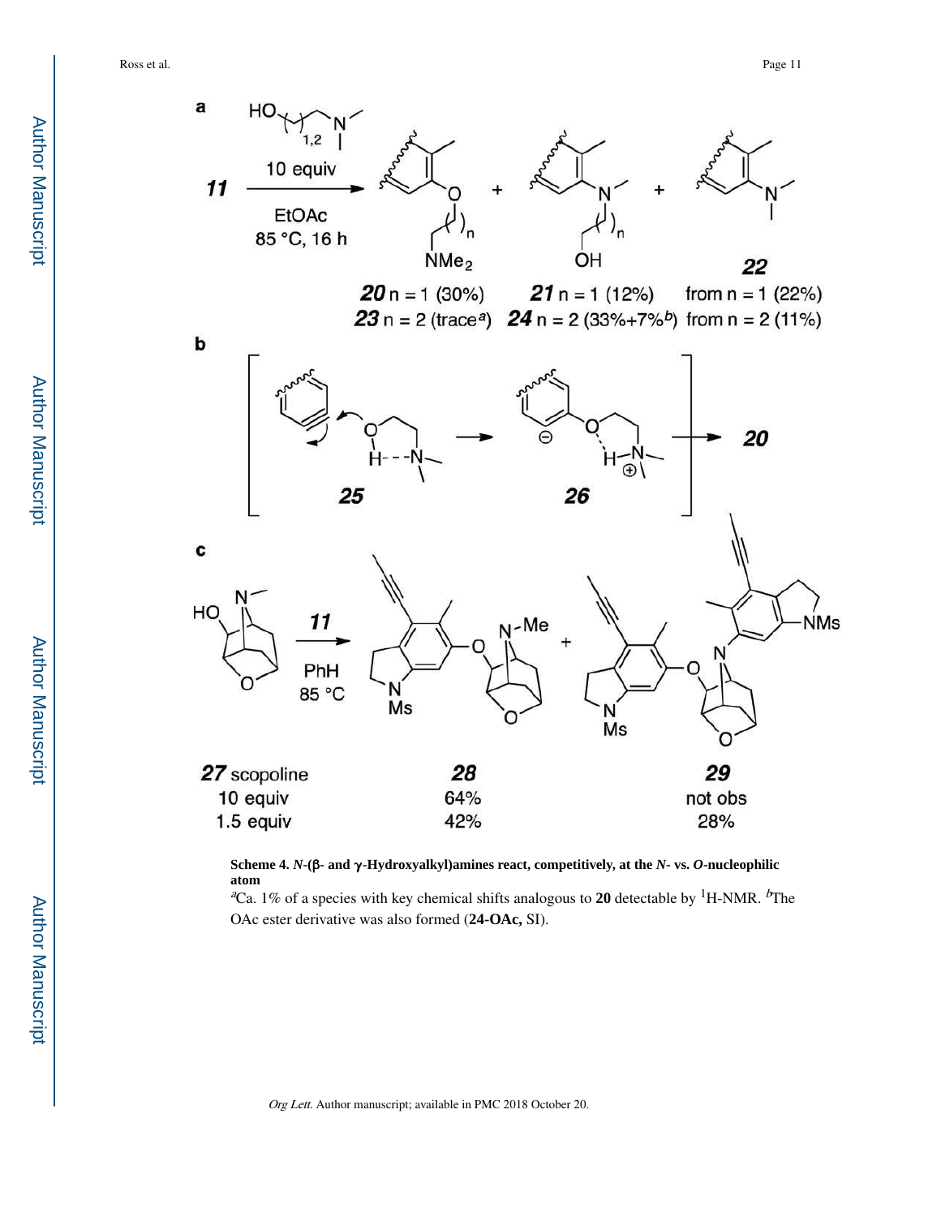a

11 → (HO(CH₂)₁,₂CH₂NMe₂, 10 equiv; EtOAc, 85 °C, 16 h)

**20** n = 1 (30%)
**23** n = 2 (trace[a])

**21** n = 1 (12%)
**24** n = 2 (33%+7%[b])

**22**
from n = 1 (22%)
from n = 2 (11%)

b

**25** → **26** → **20**

c

**27** scopoline → (**11**; PhH, 85 °C) → **28** + **29**

| **27** scopoline | **28** | **29** |
|---|---|---|
| 10 equiv | 64% | not obs |
| 1.5 equiv | 42% | 28% |

**Scheme 4. *N*-(β- and γ-Hydroxyalkyl)amines react, competitively, at the *N*- vs. *O*-nucleophilic atom**

[a]Ca. 1% of a species with key chemical shifts analogous to **20** detectable by $^{1}$H-NMR. [b]The OAc ester derivative was also formed (**24-OAc,** SI).